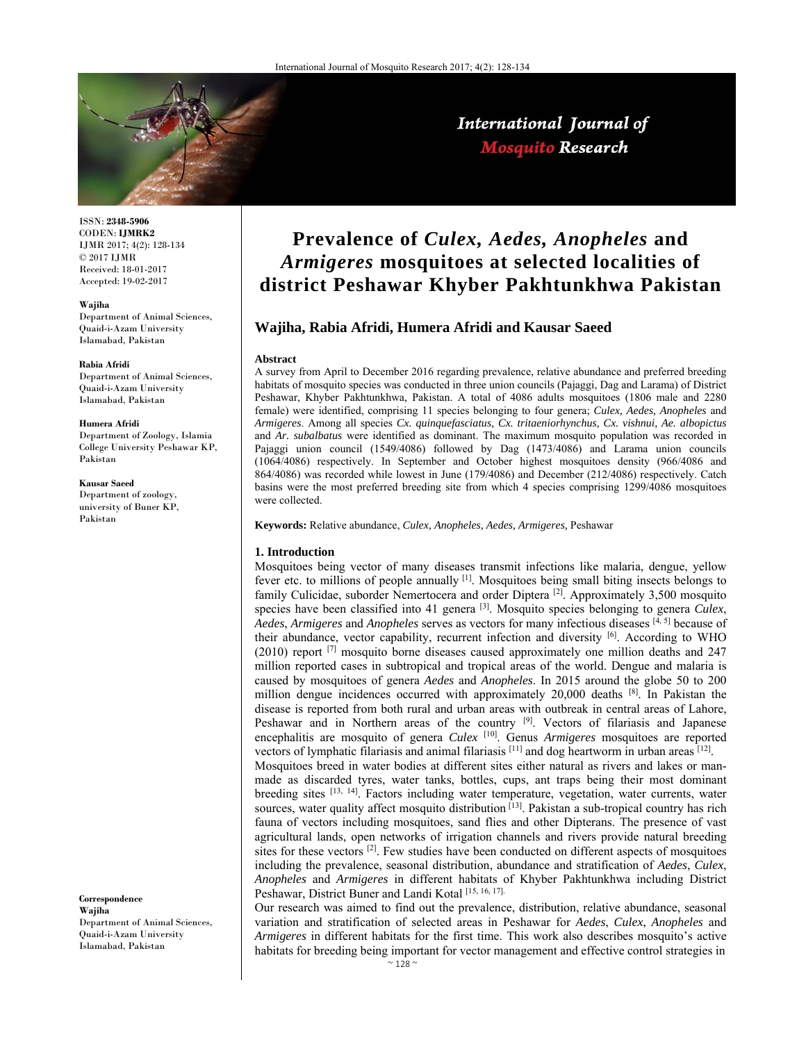ISSN: **2348-5906**
CODEN: **IJMRK2**
IJMR 2017; 4(2): 128-134
© 2017 IJMR
Received: 18-01-2017
Accepted: 19-02-2017

**Wajiha**
Department of Animal Sciences, Quaid-i-Azam University Islamabad, Pakistan

**Rabia Afridi**
Department of Animal Sciences, Quaid-i-Azam University Islamabad, Pakistan

**Humera Afridi**
Department of Zoology, Islamia College University Peshawar KP, Pakistan

**Kausar Saeed**
Department of zoology, university of Buner KP, Pakistan

**Correspondence**
**Wajiha**
Department of Animal Sciences, Quaid-i-Azam University Islamabad, Pakistan

# Prevalence of *Culex*, *Aedes*, *Anopheles* and *Armigeres* mosquitoes at selected localities of district Peshawar Khyber Pakhtunkhwa Pakistan

## Wajiha, Rabia Afridi, Humera Afridi and Kausar Saeed

### Abstract

A survey from April to December 2016 regarding prevalence, relative abundance and preferred breeding habitats of mosquito species was conducted in three union councils (Pajaggi, Dag and Larama) of District Peshawar, Khyber Pakhtunkhwa, Pakistan. A total of 4086 adults mosquitoes (1806 male and 2280 female) were identified, comprising 11 species belonging to four genera; *Culex, Aedes, Anopheles* and *Armigeres*. Among all species *Cx. quinquefasciatus, Cx. tritaeniorhynchus, Cx. vishnui, Ae. albopictus* and *Ar. subalbatus* were identified as dominant. The maximum mosquito population was recorded in Pajaggi union council (1549/4086) followed by Dag (1473/4086) and Larama union councils (1064/4086) respectively. In September and October highest mosquitoes density (966/4086 and 864/4086) was recorded while lowest in June (179/4086) and December (212/4086) respectively. Catch basins were the most preferred breeding site from which 4 species comprising 1299/4086 mosquitoes were collected.

**Keywords:** Relative abundance, *Culex, Anopheles, Aedes, Armigeres,* Peshawar

### 1. Introduction

Mosquitoes being vector of many diseases transmit infections like malaria, dengue, yellow fever etc. to millions of people annually [1]. Mosquitoes being small biting insects belongs to family Culicidae, suborder Nemertocera and order Diptera [2]. Approximately 3,500 mosquito species have been classified into 41 genera [3]. Mosquito species belonging to genera *Culex*, *Aedes*, *Armigeres* and *Anopheles* serves as vectors for many infectious diseases [4, 5] because of their abundance, vector capability, recurrent infection and diversity [6]. According to WHO (2010) report [7] mosquito borne diseases caused approximately one million deaths and 247 million reported cases in subtropical and tropical areas of the world. Dengue and malaria is caused by mosquitoes of genera *Aedes* and *Anopheles*. In 2015 around the globe 50 to 200 million dengue incidences occurred with approximately 20,000 deaths [8]. In Pakistan the disease is reported from both rural and urban areas with outbreak in central areas of Lahore, Peshawar and in Northern areas of the country [9]. Vectors of filariasis and Japanese encephalitis are mosquito of genera *Culex* [10]. Genus *Armigeres* mosquitoes are reported vectors of lymphatic filariasis and animal filariasis [11] and dog heartworm in urban areas [12].

Mosquitoes breed in water bodies at different sites either natural as rivers and lakes or man-made as discarded tyres, water tanks, bottles, cups, ant traps being their most dominant breeding sites [13, 14]. Factors including water temperature, vegetation, water currents, water sources, water quality affect mosquito distribution [13]. Pakistan a sub-tropical country has rich fauna of vectors including mosquitoes, sand flies and other Dipterans. The presence of vast agricultural lands, open networks of irrigation channels and rivers provide natural breeding sites for these vectors [2]. Few studies have been conducted on different aspects of mosquitoes including the prevalence, seasonal distribution, abundance and stratification of *Aedes*, *Culex*, *Anopheles* and *Armigeres* in different habitats of Khyber Pakhtunkhwa including District Peshawar, District Buner and Landi Kotal [15, 16, 17].

Our research was aimed to find out the prevalence, distribution, relative abundance, seasonal variation and stratification of selected areas in Peshawar for *Aedes*, *Culex*, *Anopheles* and *Armigeres* in different habitats for the first time. This work also describes mosquito's active habitats for breeding being important for vector management and effective control strategies in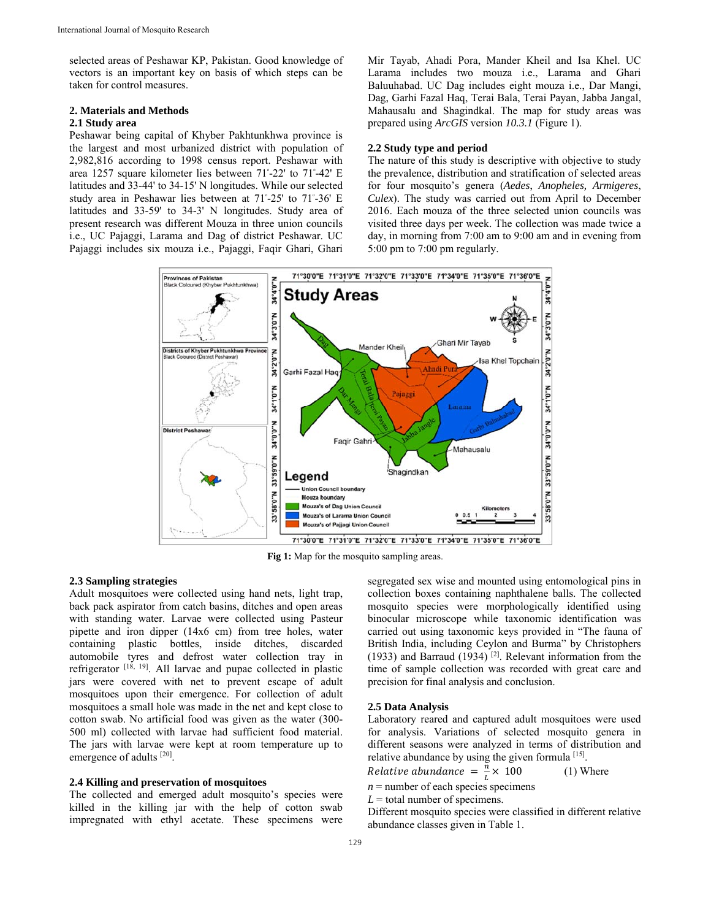selected areas of Peshawar KP, Pakistan. Good knowledge of vectors is an important key on basis of which steps can be taken for control measures.

## 2. Materials and Methods

### 2.1 Study area

Peshawar being capital of Khyber Pakhtunkhwa province is the largest and most urbanized district with population of 2,982,816 according to 1998 census report. Peshawar with area 1257 square kilometer lies between 71°-22' to 71°-42' E latitudes and 33-44' to 34-15' N longitudes. While our selected study area in Peshawar lies between at 71°-25' to 71°-36' E latitudes and 33-59' to 34-3' N longitudes. Study area of present research was different Mouza in three union councils i.e., UC Pajaggi, Larama and Dag of district Peshawar. UC Pajaggi includes six mouza i.e., Pajaggi, Faqir Ghari, Ghari Mir Tayab, Ahadi Pora, Mander Kheil and Isa Khel. UC Larama includes two mouza i.e., Larama and Ghari Baluuhabad. UC Dag includes eight mouza i.e., Dar Mangi, Dag, Garhi Fazal Haq, Terai Bala, Terai Payan, Jabba Jangal, Mahausalu and Shagindkal. The map for study areas was prepared using *ArcGIS* version *10.3.1* (Figure 1).

### 2.2 Study type and period

The nature of this study is descriptive with objective to study the prevalence, distribution and stratification of selected areas for four mosquito's genera (*Aedes*, *Anopheles, Armigeres*, *Culex*). The study was carried out from April to December 2016. Each mouza of the three selected union councils was visited three days per week. The collection was made twice a day, in morning from 7:00 am to 9:00 am and in evening from 5:00 pm to 7:00 pm regularly.

**Fig 1:** Map for the mosquito sampling areas.

### 2.3 Sampling strategies

Adult mosquitoes were collected using hand nets, light trap, back pack aspirator from catch basins, ditches and open areas with standing water. Larvae were collected using Pasteur pipette and iron dipper (14x6 cm) from tree holes, water containing plastic bottles, inside ditches, discarded automobile tyres and defrost water collection tray in refrigerator [18, 19]. All larvae and pupae collected in plastic jars were covered with net to prevent escape of adult mosquitoes upon their emergence. For collection of adult mosquitoes a small hole was made in the net and kept close to cotton swab. No artificial food was given as the water (300-500 ml) collected with larvae had sufficient food material. The jars with larvae were kept at room temperature up to emergence of adults [20].

### 2.4 Killing and preservation of mosquitoes

The collected and emerged adult mosquito's species were killed in the killing jar with the help of cotton swab impregnated with ethyl acetate. These specimens were segregated sex wise and mounted using entomological pins in collection boxes containing naphthalene balls. The collected mosquito species were morphologically identified using binocular microscope while taxonomic identification was carried out using taxonomic keys provided in "The fauna of British India, including Ceylon and Burma" by Christophers (1933) and Barraud (1934) [2]. Relevant information from the time of sample collection was recorded with great care and precision for final analysis and conclusion.

### 2.5 Data Analysis

Laboratory reared and captured adult mosquitoes were used for analysis. Variations of selected mosquito genera in different seasons were analyzed in terms of distribution and relative abundance by using the given formula [15].

$$Relative\ abundance = \frac{n}{L} \times 100 \qquad (1)$$

Where

$n$ = number of each species specimens

$L$ = total number of specimens.

Different mosquito species were classified in different relative abundance classes given in Table 1.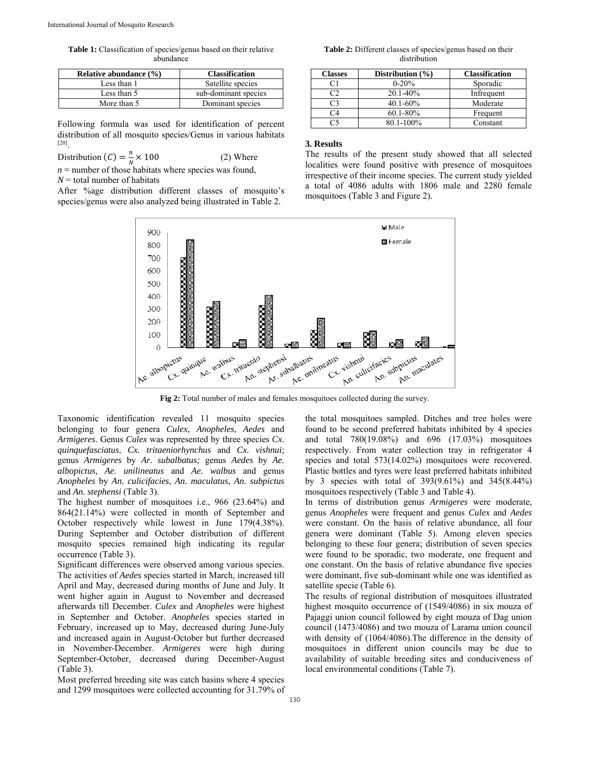**Table 1:** Classification of species/genus based on their relative abundance

| Relative abundance (%) | Classification |
|---|---|
| Less than 1 | Satellite species |
| Less than 5 | sub-dominant species |
| More than 5 | Dominant species |

Following formula was used for identification of percent distribution of all mosquito species/Genus in various habitats [20].

$$\text{Distribution } (C) = \frac{n}{N} \times 100 \qquad (2)$$

Where

$n$ = number of those habitats where species was found,
$N$ = total number of habitats

After %age distribution different classes of mosquito's species/genus were also analyzed being illustrated in Table 2.

**Table 2:** Different classes of species/genus based on their distribution

| Classes | Distribution (%) | Classification |
|---|---|---|
| C1 | 0-20% | Sporadic |
| C2 | 20.1-40% | Infrequent |
| C3 | 40.1-60% | Moderate |
| C4 | 60.1-80% | Frequent |
| C5 | 80.1-100% | Constant |

## 3. Results

The results of the present study showed that all selected localities were found positive with presence of mosquitoes irrespective of their income species. The current study yielded a total of 4086 adults with 1806 male and 2280 female mosquitoes (Table 3 and Figure 2).

**Fig 2:** Total number of males and females mosquitoes collected during the survey.

Taxonomic identification revealed 11 mosquito species belonging to four genera *Culex*, *Anopheles*, *Aedes* and *Armigeres*. Genus *Culex* was represented by three species *Cx. quinquefasciatus*, *Cx. tritaeniorhynchus* and *Cx. vishnui*; genus *Armigeres* by *Ar. subalbatus;* genus *Aedes* by *Ae. albopictus, Ae. unilineatus* and *Ae. walbus* and genus *Anopheles* by *An. culicifacies*, *An. maculatus, An. subpictus* and *An. stephensi* (Table 3).

The highest number of mosquitoes i.e., 966 (23.64%) and 864(21.14%) were collected in month of September and October respectively while lowest in June 179(4.38%). During September and October distribution of different mosquito species remained high indicating its regular occurrence (Table 3).

Significant differences were observed among various species. The activities of *Aedes* species started in March, increased till April and May, decreased during months of June and July. It went higher again in August to November and decreased afterwards till December. *Culex* and *Anopheles* were highest in September and October. *Anopheles* species started in February, increased up to May, decreased during June-July and increased again in August-October but further decreased in November-December. *Armigeres* were high during September-October, decreased during December-August (Table 3).

Most preferred breeding site was catch basins where 4 species and 1299 mosquitoes were collected accounting for 31.79% of the total mosquitoes sampled. Ditches and tree holes were found to be second preferred habitats inhibited by 4 species and total 780(19.08%) and 696 (17.03%) mosquitoes respectively. From water collection tray in refrigerator 4 species and total 573(14.02%) mosquitoes were recovered. Plastic bottles and tyres were least preferred habitats inhibited by 3 species with total of 393(9.61%) and 345(8.44%) mosquitoes respectively (Table 3 and Table 4).

In terms of distribution genus *Armigeres* were moderate, genus *Anopheles* were frequent and genus *Culex* and *Aedes* were constant. On the basis of relative abundance, all four genera were dominant (Table 5). Among eleven species belonging to these four genera; distribution of seven species were found to be sporadic, two moderate, one frequent and one constant. On the basis of relative abundance five species were dominant, five sub-dominant while one was identified as satellite specie (Table 6).

The results of regional distribution of mosquitoes illustrated highest mosquito occurrence of (1549/4086) in six mouza of Pajaggi union council followed by eight mouza of Dag union council (1473/4086) and two mouza of Larama union council with density of (1064/4086).The difference in the density of mosquitoes in different union councils may be due to availability of suitable breeding sites and conduciveness of local environmental conditions (Table 7).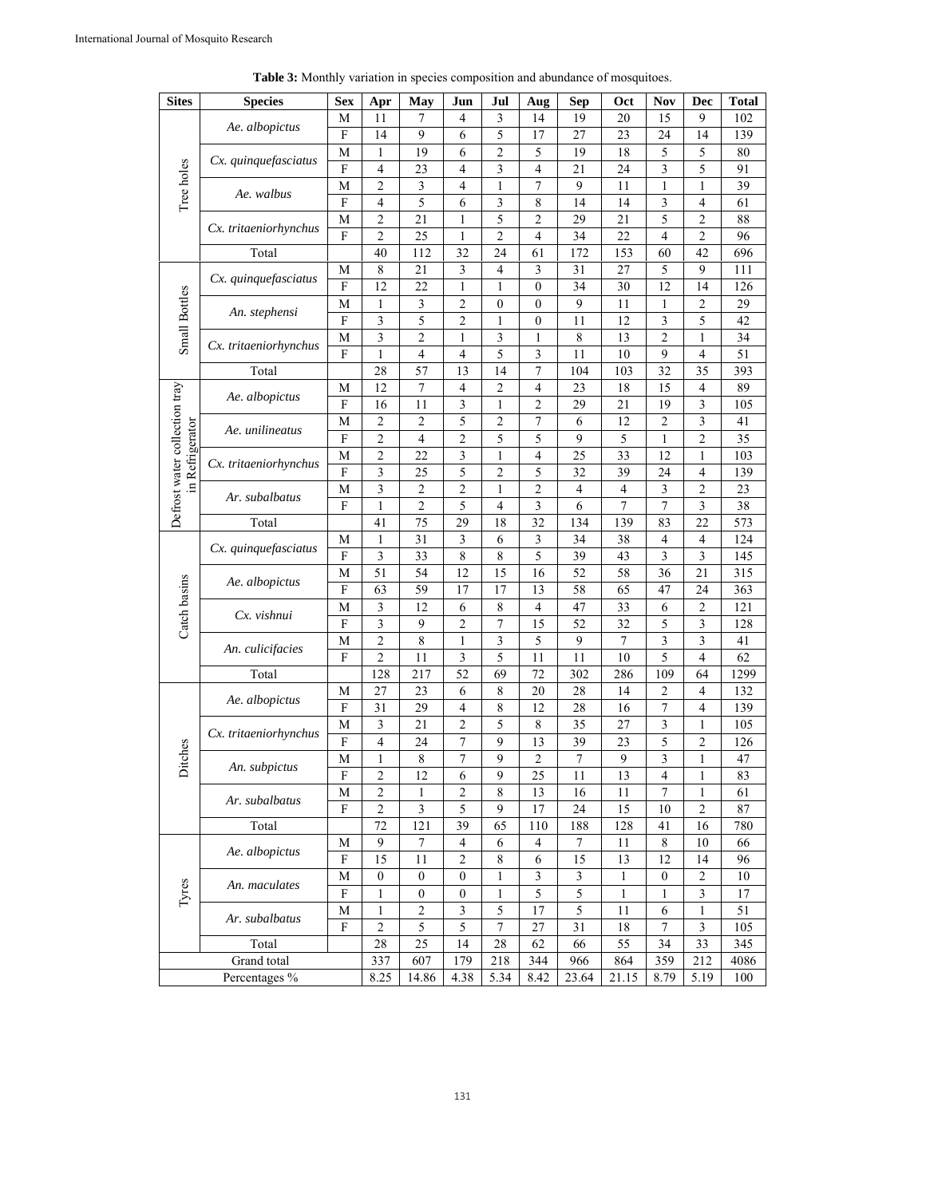**Table 3:** Monthly variation in species composition and abundance of mosquitoes.

| Sites | Species | Sex | Apr | May | Jun | Jul | Aug | Sep | Oct | Nov | Dec | Total |
|---|---|---|---|---|---|---|---|---|---|---|---|---|
| Tree holes | *Ae. albopictus* | M | 11 | 7 | 4 | 3 | 14 | 19 | 20 | 15 | 9 | 102 |
| | | F | 14 | 9 | 6 | 5 | 17 | 27 | 23 | 24 | 14 | 139 |
| | *Cx. quinquefasciatus* | M | 1 | 19 | 6 | 2 | 5 | 19 | 18 | 5 | 5 | 80 |
| | | F | 4 | 23 | 4 | 3 | 4 | 21 | 24 | 3 | 5 | 91 |
| | *Ae. walbus* | M | 2 | 3 | 4 | 1 | 7 | 9 | 11 | 1 | 1 | 39 |
| | | F | 4 | 5 | 6 | 3 | 8 | 14 | 14 | 3 | 4 | 61 |
| | *Cx. tritaeniorhynchus* | M | 2 | 21 | 1 | 5 | 2 | 29 | 21 | 5 | 2 | 88 |
| | | F | 2 | 25 | 1 | 2 | 4 | 34 | 22 | 4 | 2 | 96 |
| | Total | | 40 | 112 | 32 | 24 | 61 | 172 | 153 | 60 | 42 | 696 |
| Small Bottles | *Cx. quinquefasciatus* | M | 8 | 21 | 3 | 4 | 3 | 31 | 27 | 5 | 9 | 111 |
| | | F | 12 | 22 | 1 | 1 | 0 | 34 | 30 | 12 | 14 | 126 |
| | *An. stephensi* | M | 1 | 3 | 2 | 0 | 0 | 9 | 11 | 1 | 2 | 29 |
| | | F | 3 | 5 | 2 | 1 | 0 | 11 | 12 | 3 | 5 | 42 |
| | *Cx. tritaeniorhynchus* | M | 3 | 2 | 1 | 3 | 1 | 8 | 13 | 2 | 1 | 34 |
| | | F | 1 | 4 | 4 | 5 | 3 | 11 | 10 | 9 | 4 | 51 |
| | Total | | 28 | 57 | 13 | 14 | 7 | 104 | 103 | 32 | 35 | 393 |
| Defrost water collection tray in Refrigerator | *Ae. albopictus* | M | 12 | 7 | 4 | 2 | 4 | 23 | 18 | 15 | 4 | 89 |
| | | F | 16 | 11 | 3 | 1 | 2 | 29 | 21 | 19 | 3 | 105 |
| | *Ae. unilineatus* | M | 2 | 2 | 5 | 2 | 7 | 6 | 12 | 2 | 3 | 41 |
| | | F | 2 | 4 | 2 | 5 | 5 | 9 | 5 | 1 | 2 | 35 |
| | *Cx. tritaeniorhynchus* | M | 2 | 22 | 3 | 1 | 4 | 25 | 33 | 12 | 1 | 103 |
| | | F | 3 | 25 | 5 | 2 | 5 | 32 | 39 | 24 | 4 | 139 |
| | *Ar. subalbatus* | M | 3 | 2 | 2 | 1 | 2 | 4 | 4 | 3 | 2 | 23 |
| | | F | 1 | 2 | 5 | 4 | 3 | 6 | 7 | 7 | 3 | 38 |
| | Total | | 41 | 75 | 29 | 18 | 32 | 134 | 139 | 83 | 22 | 573 |
| Catch basins | *Cx. quinquefasciatus* | M | 1 | 31 | 3 | 6 | 3 | 34 | 38 | 4 | 4 | 124 |
| | | F | 3 | 33 | 8 | 8 | 5 | 39 | 43 | 3 | 3 | 145 |
| | *Ae. albopictus* | M | 51 | 54 | 12 | 15 | 16 | 52 | 58 | 36 | 21 | 315 |
| | | F | 63 | 59 | 17 | 17 | 13 | 58 | 65 | 47 | 24 | 363 |
| | *Cx. vishnui* | M | 3 | 12 | 6 | 8 | 4 | 47 | 33 | 6 | 2 | 121 |
| | | F | 3 | 9 | 2 | 7 | 15 | 52 | 32 | 5 | 3 | 128 |
| | *An. culicifacies* | M | 2 | 8 | 1 | 3 | 5 | 9 | 7 | 3 | 3 | 41 |
| | | F | 2 | 11 | 3 | 5 | 11 | 11 | 10 | 5 | 4 | 62 |
| | Total | | 128 | 217 | 52 | 69 | 72 | 302 | 286 | 109 | 64 | 1299 |
| Ditches | *Ae. albopictus* | M | 27 | 23 | 6 | 8 | 20 | 28 | 14 | 2 | 4 | 132 |
| | | F | 31 | 29 | 4 | 8 | 12 | 28 | 16 | 7 | 4 | 139 |
| | *Cx. tritaeniorhynchus* | M | 3 | 21 | 2 | 5 | 8 | 35 | 27 | 3 | 1 | 105 |
| | | F | 4 | 24 | 7 | 9 | 13 | 39 | 23 | 5 | 2 | 126 |
| | *An. subpictus* | M | 1 | 8 | 7 | 9 | 2 | 7 | 9 | 3 | 1 | 47 |
| | | F | 2 | 12 | 6 | 9 | 25 | 11 | 13 | 4 | 1 | 83 |
| | *Ar. subalbatus* | M | 2 | 1 | 2 | 8 | 13 | 16 | 11 | 7 | 1 | 61 |
| | | F | 2 | 3 | 5 | 9 | 17 | 24 | 15 | 10 | 2 | 87 |
| | Total | | 72 | 121 | 39 | 65 | 110 | 188 | 128 | 41 | 16 | 780 |
| Tyres | *Ae. albopictus* | M | 9 | 7 | 4 | 6 | 4 | 7 | 11 | 8 | 10 | 66 |
| | | F | 15 | 11 | 2 | 8 | 6 | 15 | 13 | 12 | 14 | 96 |
| | *An. maculates* | M | 0 | 0 | 0 | 1 | 3 | 3 | 1 | 0 | 2 | 10 |
| | | F | 1 | 0 | 0 | 1 | 5 | 5 | 1 | 1 | 3 | 17 |
| | *Ar. subalbatus* | M | 1 | 2 | 3 | 5 | 17 | 5 | 11 | 6 | 1 | 51 |
| | | F | 2 | 5 | 5 | 7 | 27 | 31 | 18 | 7 | 3 | 105 |
| | Total | | 28 | 25 | 14 | 28 | 62 | 66 | 55 | 34 | 33 | 345 |
| Grand total | | | 337 | 607 | 179 | 218 | 344 | 966 | 864 | 359 | 212 | 4086 |
| Percentages % | | | 8.25 | 14.86 | 4.38 | 5.34 | 8.42 | 23.64 | 21.15 | 8.79 | 5.19 | 100 |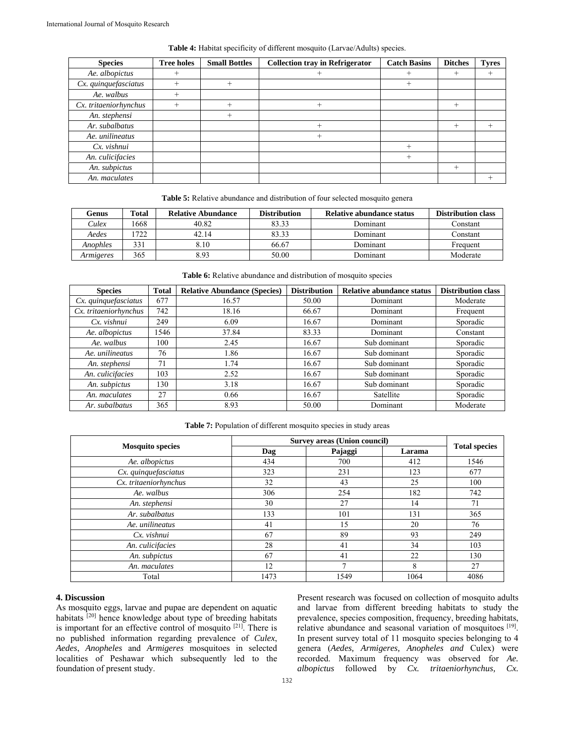**Table 4:** Habitat specificity of different mosquito (Larvae/Adults) species.

| Species | Tree holes | Small Bottles | Collection tray in Refrigerator | Catch Basins | Ditches | Tyres |
|---|---|---|---|---|---|---|
| *Ae. albopictus* | + | | + | + | + | + |
| *Cx. quinquefasciatus* | + | + | | + | | |
| *Ae. walbus* | + | | | | | |
| *Cx. tritaeniorhynchus* | + | + | + | | + | |
| *An. stephensi* | | + | | | | |
| *Ar. subalbatus* | | | + | | + | + |
| *Ae. unilineatus* | | | + | | | |
| *Cx. vishnui* | | | | + | | |
| *An. culicifacies* | | | | + | | |
| *An. subpictus* | | | | | + | |
| *An. maculates* | | | | | | + |

**Table 5:** Relative abundance and distribution of four selected mosquito genera

| Genus | Total | Relative Abundance | Distribution | Relative abundance status | Distribution class |
|---|---|---|---|---|---|
| *Culex* | 1668 | 40.82 | 83.33 | Dominant | Constant |
| *Aedes* | 1722 | 42.14 | 83.33 | Dominant | Constant |
| *Anophles* | 331 | 8.10 | 66.67 | Dominant | Frequent |
| *Armigeres* | 365 | 8.93 | 50.00 | Dominant | Moderate |

**Table 6:** Relative abundance and distribution of mosquito species

| Species | Total | Relative Abundance (Species) | Distribution | Relative abundance status | Distribution class |
|---|---|---|---|---|---|
| *Cx. quinquefasciatus* | 677 | 16.57 | 50.00 | Dominant | Moderate |
| *Cx. tritaeniorhynchus* | 742 | 18.16 | 66.67 | Dominant | Frequent |
| *Cx. vishnui* | 249 | 6.09 | 16.67 | Dominant | Sporadic |
| *Ae. albopictus* | 1546 | 37.84 | 83.33 | Dominant | Constant |
| *Ae. walbus* | 100 | 2.45 | 16.67 | Sub dominant | Sporadic |
| *Ae. unilineatus* | 76 | 1.86 | 16.67 | Sub dominant | Sporadic |
| *An. stephensi* | 71 | 1.74 | 16.67 | Sub dominant | Sporadic |
| *An. culicifacies* | 103 | 2.52 | 16.67 | Sub dominant | Sporadic |
| *An. subpictus* | 130 | 3.18 | 16.67 | Sub dominant | Sporadic |
| *An. maculates* | 27 | 0.66 | 16.67 | Satellite | Sporadic |
| *Ar. subalbatus* | 365 | 8.93 | 50.00 | Dominant | Moderate |

**Table 7:** Population of different mosquito species in study areas

| Mosquito species | Survey areas (Union council) | | | Total species |
|---|---|---|---|---|
| | Dag | Pajaggi | Larama | |
| *Ae. albopictus* | 434 | 700 | 412 | 1546 |
| *Cx. quinquefasciatus* | 323 | 231 | 123 | 677 |
| *Cx. tritaeniorhynchus* | 32 | 43 | 25 | 100 |
| *Ae. walbus* | 306 | 254 | 182 | 742 |
| *An. stephensi* | 30 | 27 | 14 | 71 |
| *Ar. subalbatus* | 133 | 101 | 131 | 365 |
| *Ae. unilineatus* | 41 | 15 | 20 | 76 |
| *Cx. vishnui* | 67 | 89 | 93 | 249 |
| *An. culicifacies* | 28 | 41 | 34 | 103 |
| *An. subpictus* | 67 | 41 | 22 | 130 |
| *An. maculates* | 12 | 7 | 8 | 27 |
| Total | 1473 | 1549 | 1064 | 4086 |

## 4. Discussion

As mosquito eggs, larvae and pupae are dependent on aquatic habitats [20] hence knowledge about type of breeding habitats is important for an effective control of mosquito [21]. There is no published information regarding prevalence of *Culex*, *Aedes*, *Anopheles* and *Armigeres* mosquitoes in selected localities of Peshawar which subsequently led to the foundation of present study.

Present research was focused on collection of mosquito adults and larvae from different breeding habitats to study the prevalence, species composition, frequency, breeding habitats, relative abundance and seasonal variation of mosquitoes [19]. In present survey total of 11 mosquito species belonging to 4 genera (*Aedes, Armigeres, Anopheles and* Culex) were recorded. Maximum frequency was observed for *Ae. albopictus* followed by *Cx. tritaeniorhynchus, Cx.*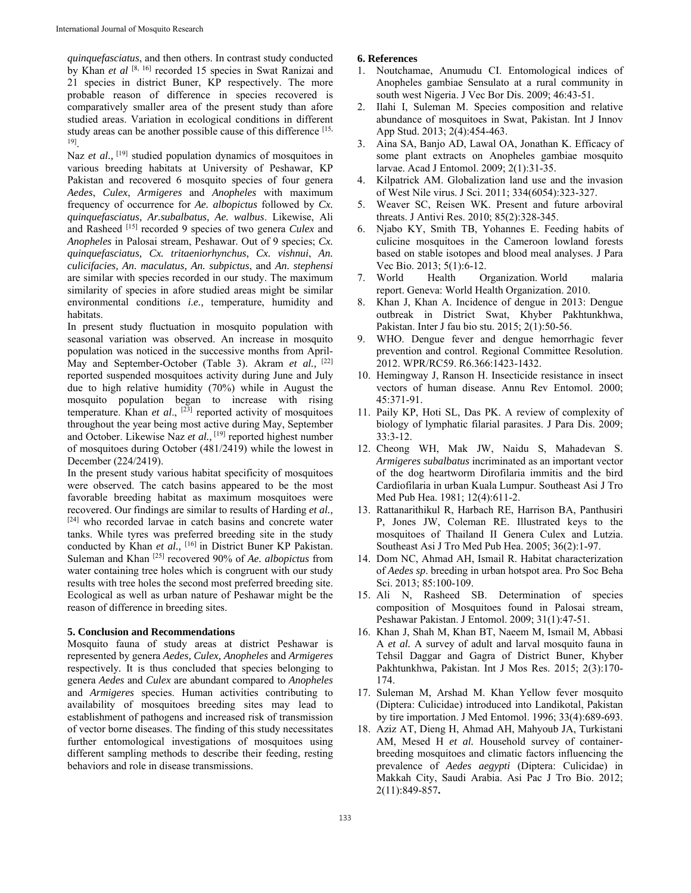*quinquefasciatus*, and then others. In contrast study conducted by Khan *et al* [8, 16] recorded 15 species in Swat Ranizai and 21 species in district Buner, KP respectively. The more probable reason of difference in species recovered is comparatively smaller area of the present study than afore studied areas. Variation in ecological conditions in different study areas can be another possible cause of this difference [15, 19].

Naz *et al.,* [19] studied population dynamics of mosquitoes in various breeding habitats at University of Peshawar, KP Pakistan and recovered 6 mosquito species of four genera *Aedes*, *Culex*, *Armigeres* and *Anopheles* with maximum frequency of occurrence for *Ae. albopictus* followed by *Cx. quinquefasciatus, Ar.subalbatus, Ae. walbus*. Likewise, Ali and Rasheed [15] recorded 9 species of two genera *Culex* and *Anopheles* in Palosai stream, Peshawar. Out of 9 species; *Cx. quinquefasciatus, Cx. tritaeniorhynchus, Cx. vishnui*, *An. culicifacies, An. maculatus, An. subpictus*, and *An. stephensi* are similar with species recorded in our study. The maximum similarity of species in afore studied areas might be similar environmental conditions *i.e.,* temperature, humidity and habitats.

In present study fluctuation in mosquito population with seasonal variation was observed. An increase in mosquito population was noticed in the successive months from April-May and September-October (Table 3). Akram *et al.,* [22] reported suspended mosquitoes activity during June and July due to high relative humidity (70%) while in August the mosquito population began to increase with rising temperature. Khan *et al*., [23] reported activity of mosquitoes throughout the year being most active during May, September and October. Likewise Naz *et al.,* [19] reported highest number of mosquitoes during October (481/2419) while the lowest in December (224/2419).

In the present study various habitat specificity of mosquitoes were observed. The catch basins appeared to be the most favorable breeding habitat as maximum mosquitoes were recovered. Our findings are similar to results of Harding *et al.,* [24] who recorded larvae in catch basins and concrete water tanks. While tyres was preferred breeding site in the study conducted by Khan *et al.,* [16] in District Buner KP Pakistan. Suleman and Khan [25] recovered 90% of *Ae. albopictus* from water containing tree holes which is congruent with our study results with tree holes the second most preferred breeding site. Ecological as well as urban nature of Peshawar might be the reason of difference in breeding sites.

## 5. Conclusion and Recommendations

Mosquito fauna of study areas at district Peshawar is represented by genera *Aedes, Culex, Anopheles* and *Armigeres* respectively*.* It is thus concluded that species belonging to genera *Aedes* and *Culex* are abundant compared to *Anopheles* and *Armigeres* species. Human activities contributing to availability of mosquitoes breeding sites may lead to establishment of pathogens and increased risk of transmission of vector borne diseases. The finding of this study necessitates further entomological investigations of mosquitoes using different sampling methods to describe their feeding, resting behaviors and role in disease transmissions.

## 6. References

1. Noutchamae, Anumudu CI. Entomological indices of Anopheles gambiae Sensulato at a rural community in south west Nigeria. J Vec Bor Dis. 2009; 46:43-51.
2. Ilahi I, Suleman M. Species composition and relative abundance of mosquitoes in Swat, Pakistan. Int J Innov App Stud. 2013; 2(4):454-463.
3. Aina SA, Banjo AD, Lawal OA, Jonathan K. Efficacy of some plant extracts on Anopheles gambiae mosquito larvae. Acad J Entomol. 2009; 2(1):31-35.
4. Kilpatrick AM. Globalization land use and the invasion of West Nile virus. J Sci. 2011; 334(6054):323-327.
5. Weaver SC, Reisen WK. Present and future arboviral threats. J Antivi Res. 2010; 85(2):328-345.
6. Njabo KY, Smith TB, Yohannes E. Feeding habits of culicine mosquitoes in the Cameroon lowland forests based on stable isotopes and blood meal analyses. J Para Vec Bio. 2013; 5(1):6-12.
7. World Health Organization. World malaria report. Geneva: World Health Organization. 2010.
8. Khan J, Khan A. Incidence of dengue in 2013: Dengue outbreak in District Swat, Khyber Pakhtunkhwa, Pakistan. Inter J fau bio stu. 2015; 2(1):50-56.
9. WHO. Dengue fever and dengue hemorrhagic fever prevention and control. Regional Committee Resolution. 2012. WPR/RC59. R6.366:1423-1432.
10. Hemingway J, Ranson H. Insecticide resistance in insect vectors of human disease. Annu Rev Entomol. 2000; 45:371-91.
11. Paily KP, Hoti SL, Das PK. A review of complexity of biology of lymphatic filarial parasites. J Para Dis. 2009; 33:3-12.
12. Cheong WH, Mak JW, Naidu S, Mahadevan S. *Armigeres subalbatus* incriminated as an important vector of the dog heartworm Dirofilaria immitis and the bird Cardiofilaria in urban Kuala Lumpur. Southeast Asi J Tro Med Pub Hea. 1981; 12(4):611-2.
13. Rattanarithikul R, Harbach RE, Harrison BA, Panthusiri P, Jones JW, Coleman RE. Illustrated keys to the mosquitoes of Thailand II Genera Culex and Lutzia. Southeast Asi J Tro Med Pub Hea. 2005; 36(2):1-97.
14. Dom NC, Ahmad AH, Ismail R. Habitat characterization of *Aedes sp*. breeding in urban hotspot area. Pro Soc Beha Sci. 2013; 85:100-109.
15. Ali N, Rasheed SB. Determination of species composition of Mosquitoes found in Palosai stream, Peshawar Pakistan. J Entomol. 2009; 31(1):47-51.
16. Khan J, Shah M, Khan BT, Naeem M, Ismail M, Abbasi A *et al.* A survey of adult and larval mosquito fauna in Tehsil Daggar and Gagra of District Buner, Khyber Pakhtunkhwa, Pakistan. Int J Mos Res. 2015; 2(3):170-174.
17. Suleman M, Arshad M. Khan Yellow fever mosquito (Diptera: Culicidae) introduced into Landikotal, Pakistan by tire importation. J Med Entomol. 1996; 33(4):689-693.
18. Aziz AT, Dieng H, Ahmad AH, Mahyoub JA, Turkistani AM, Mesed H *et al.* Household survey of container-breeding mosquitoes and climatic factors influencing the prevalence of *Aedes aegypti* (Diptera: Culicidae) in Makkah City, Saudi Arabia. Asi Pac J Tro Bio. 2012; 2(11):849-857**.**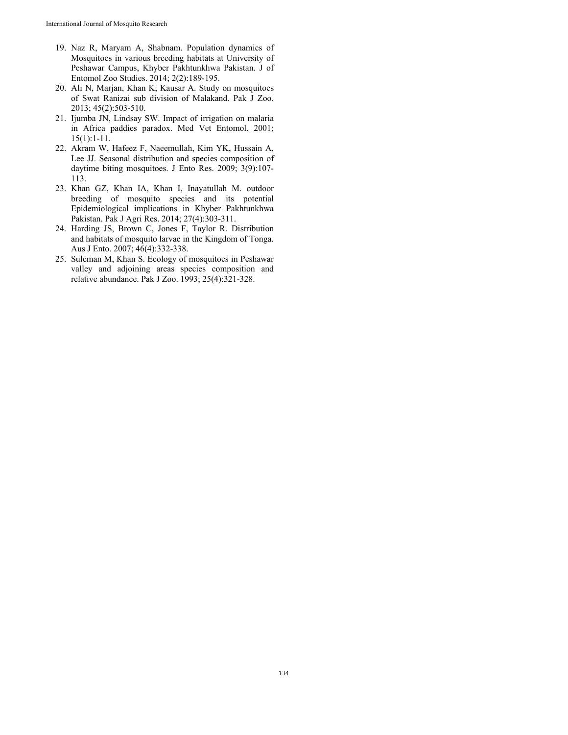19. Naz R, Maryam A, Shabnam. Population dynamics of Mosquitoes in various breeding habitats at University of Peshawar Campus, Khyber Pakhtunkhwa Pakistan. J of Entomol Zoo Studies. 2014; 2(2):189-195.
20. Ali N, Marjan, Khan K, Kausar A. Study on mosquitoes of Swat Ranizai sub division of Malakand. Pak J Zoo. 2013; 45(2):503-510.
21. Ijumba JN, Lindsay SW. Impact of irrigation on malaria in Africa paddies paradox. Med Vet Entomol. 2001; 15(1):1-11.
22. Akram W, Hafeez F, Naeemullah, Kim YK, Hussain A, Lee JJ. Seasonal distribution and species composition of daytime biting mosquitoes. J Ento Res. 2009; 3(9):107-113.
23. Khan GZ, Khan IA, Khan I, Inayatullah M. outdoor breeding of mosquito species and its potential Epidemiological implications in Khyber Pakhtunkhwa Pakistan. Pak J Agri Res. 2014; 27(4):303-311.
24. Harding JS, Brown C, Jones F, Taylor R. Distribution and habitats of mosquito larvae in the Kingdom of Tonga. Aus J Ento. 2007; 46(4):332-338.
25. Suleman M, Khan S. Ecology of mosquitoes in Peshawar valley and adjoining areas species composition and relative abundance. Pak J Zoo. 1993; 25(4):321-328.